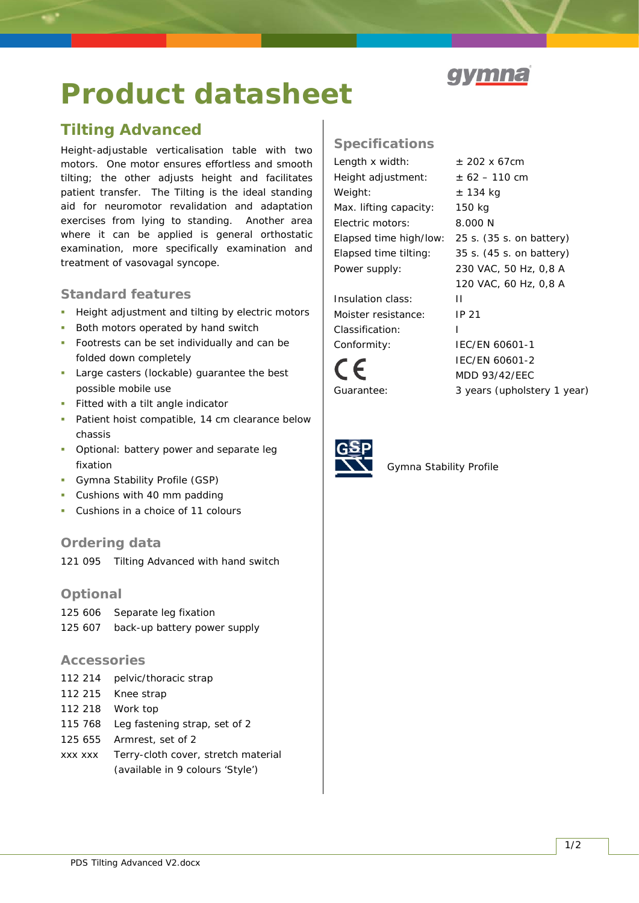# Product datasheet

gymna

## Tilting Advanced

Height-adjustable verticalisation table with two motors. One motor ensures effortless and smooth tilting; the other adjusts height and facilitates patient transfer. The Tilting is the ideal standing aid for neuromotor revalidation and adaptation exercises from lying to standing. Another area where it can be applied is general orthostatic examination, more specifically examination and treatment of vasovagal syncope.

### Standard features

- Height adjustment and tilting by electric motors
- Both motors operated by hand switch
- Footrests can be set individually and can be folded down completely
- Large casters (lockable) guarantee the best possible mobile use
- Fitted with a tilt angle indicator
- Patient hoist compatible, 14 cm clearance below chassis
- Optional: battery power and separate leg fixation
- Gymna Stability Profile (GSP)
- Cushions with 40 mm padding
- Cushions in a choice of 11 colours

### Ordering data

| | |
|---|---|
| 121 095 | Tilting Advanced with hand switch |

### Optional

| | |
|---|---|
| 125 606 | Separate leg fixation |
| 125 607 | back-up battery power supply |

### Accessories

| | |
|---|---|
| 112 214 | pelvic/thoracic strap |
| 112 215 | Knee strap |
| 112 218 | Work top |
| 115 768 | Leg fastening strap, set of 2 |
| 125 655 | Armrest, set of 2 |
| xxx xxx | Terry-cloth cover, stretch material (available in 9 colours 'Style') |

### Specifications

| | |
|---|---|
| Length x width: | ± 202 x 67cm |
| Height adjustment: | ± 62 – 110 cm |
| Weight: | ± 134 kg |
| Max. lifting capacity: | 150 kg |
| Electric motors: | 8.000 N |
| Elapsed time high/low: | 25 s. (35 s. on battery) |
| Elapsed time tilting: | 35 s. (45 s. on battery) |
| Power supply: | 230 VAC, 50 Hz, 0,8 A<br>120 VAC, 60 Hz, 0,8 A |
| Insulation class: | II |
| Moister resistance: | IP 21 |
| Classification: | I |
| Conformity: | IEC/EN 60601-1<br>IEC/EN 60601-2<br>MDD 93/42/EEC |
| Guarantee: | 3 years (upholstery 1 year) |

CE

GSP Gymna Stability Profile

PDS Tilting Advanced V2.docx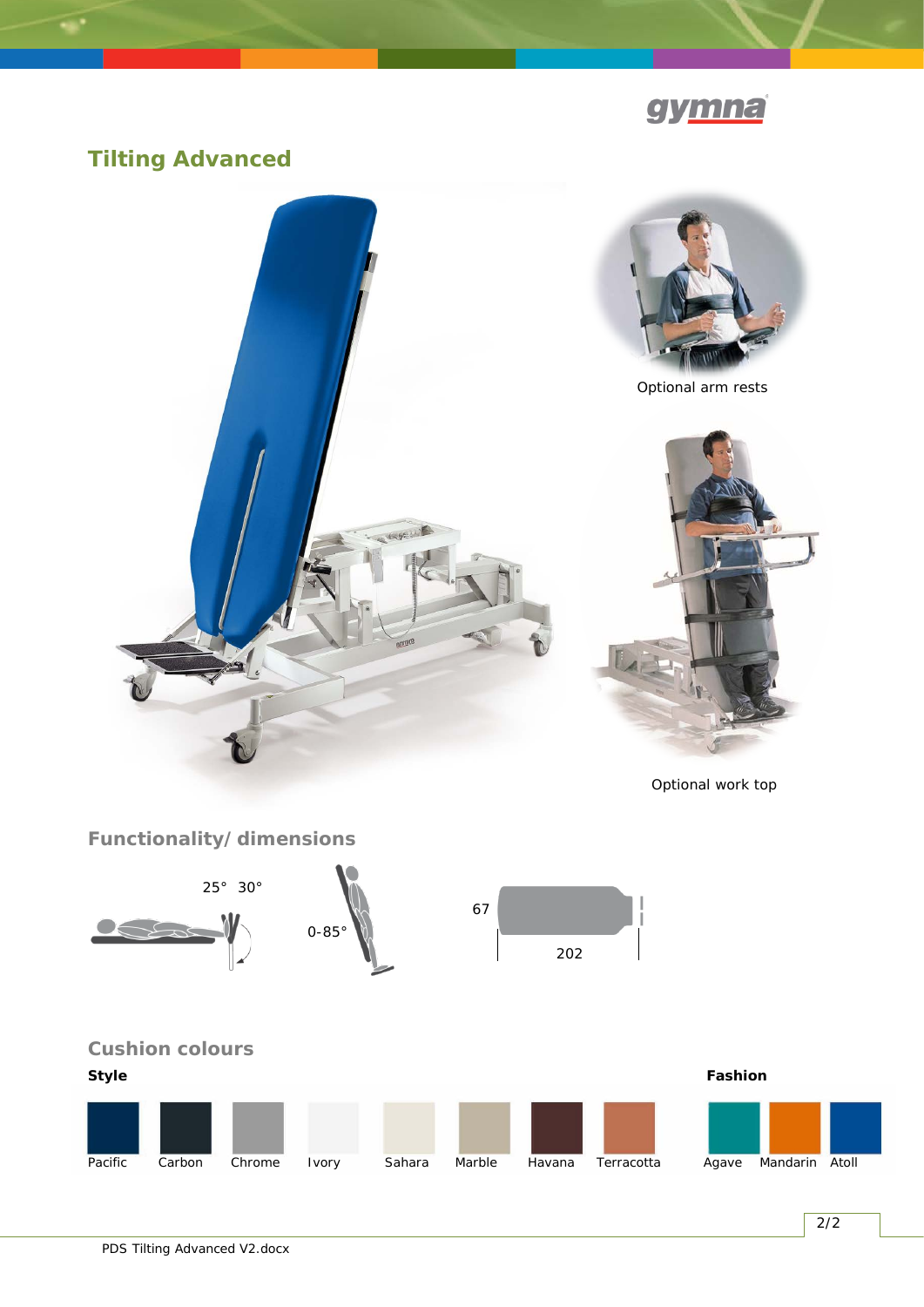# Tilting Advanced

Optional arm rests

Optional work top

## Functionality/ dimensions

25° 30°

0-85°

67

202

## Cushion colours

**Style**

Pacific, Carbon, Chrome, Ivory, Sahara, Marble, Havana, Terracotta

**Fashion**

Agave, Mandarin, Atoll

PDS Tilting Advanced V2.docx